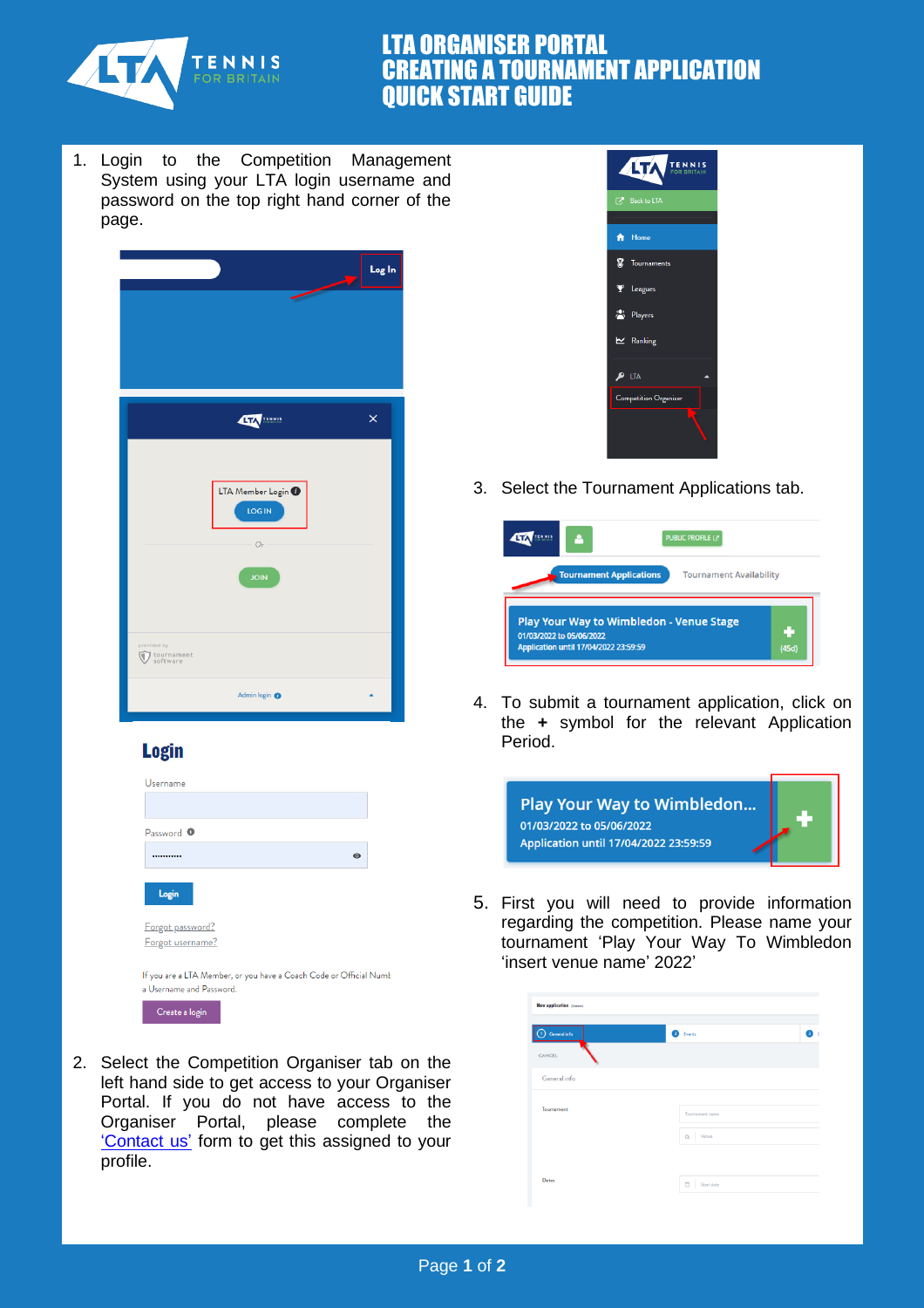# LTA ORGANISER PORTAL
# CREATING A TOURNAMENT APPLICATION
# QUICK START GUIDE

1. Login to the Competition Management System using your LTA login username and password on the top right hand corner of the page.

2. Select the Competition Organiser tab on the left hand side to get access to your Organiser Portal. If you do not have access to the Organiser Portal, please complete the 'Contact us' form to get this assigned to your profile.

3. Select the Tournament Applications tab.

4. To submit a tournament application, click on the **+** symbol for the relevant Application Period.

5. First you will need to provide information regarding the competition. Please name your tournament 'Play Your Way To Wimbledon 'insert venue name' 2022'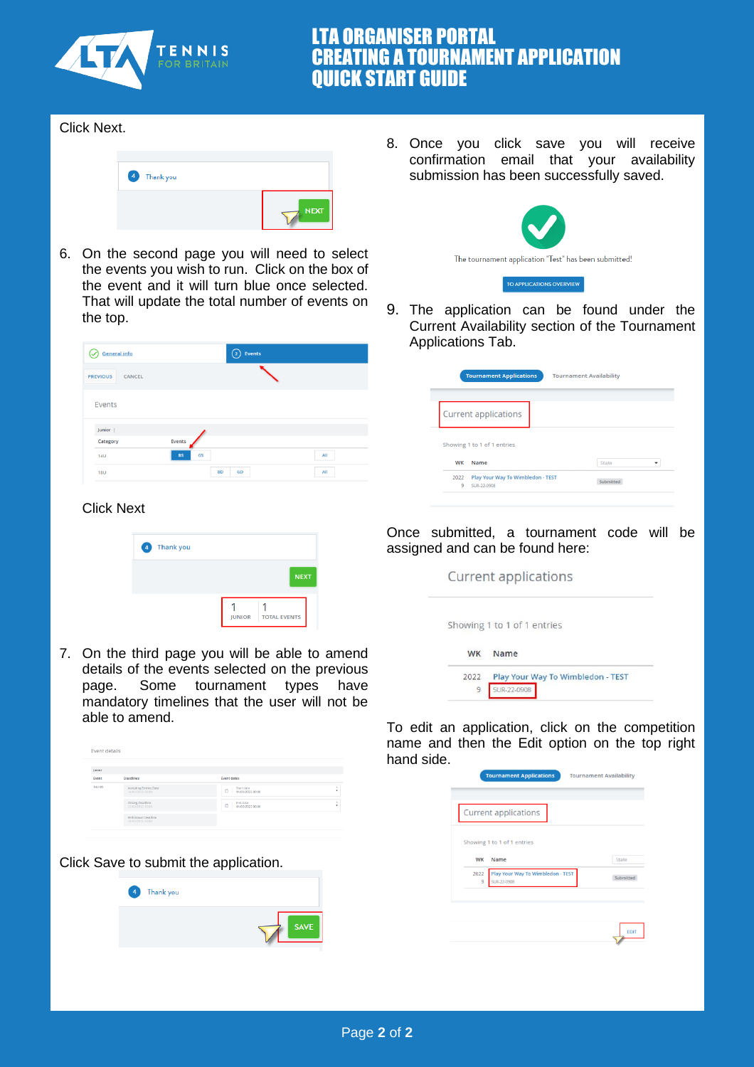# LTA ORGANISER PORTAL
# CREATING A TOURNAMENT APPLICATION
# QUICK START GUIDE

Click Next.

6. On the second page you will need to select the events you wish to run. Click on the box of the event and it will turn blue once selected. That will update the total number of events on the top.

Click Next

7. On the third page you will be able to amend details of the events selected on the previous page. Some tournament types have mandatory timelines that the user will not be able to amend.

Click Save to submit the application.

8. Once you click save you will receive confirmation email that your availability submission has been successfully saved.

9. The application can be found under the Current Availability section of the Tournament Applications Tab.

Once submitted, a tournament code will be assigned and can be found here:

To edit an application, click on the competition name and then the Edit option on the top right hand side.